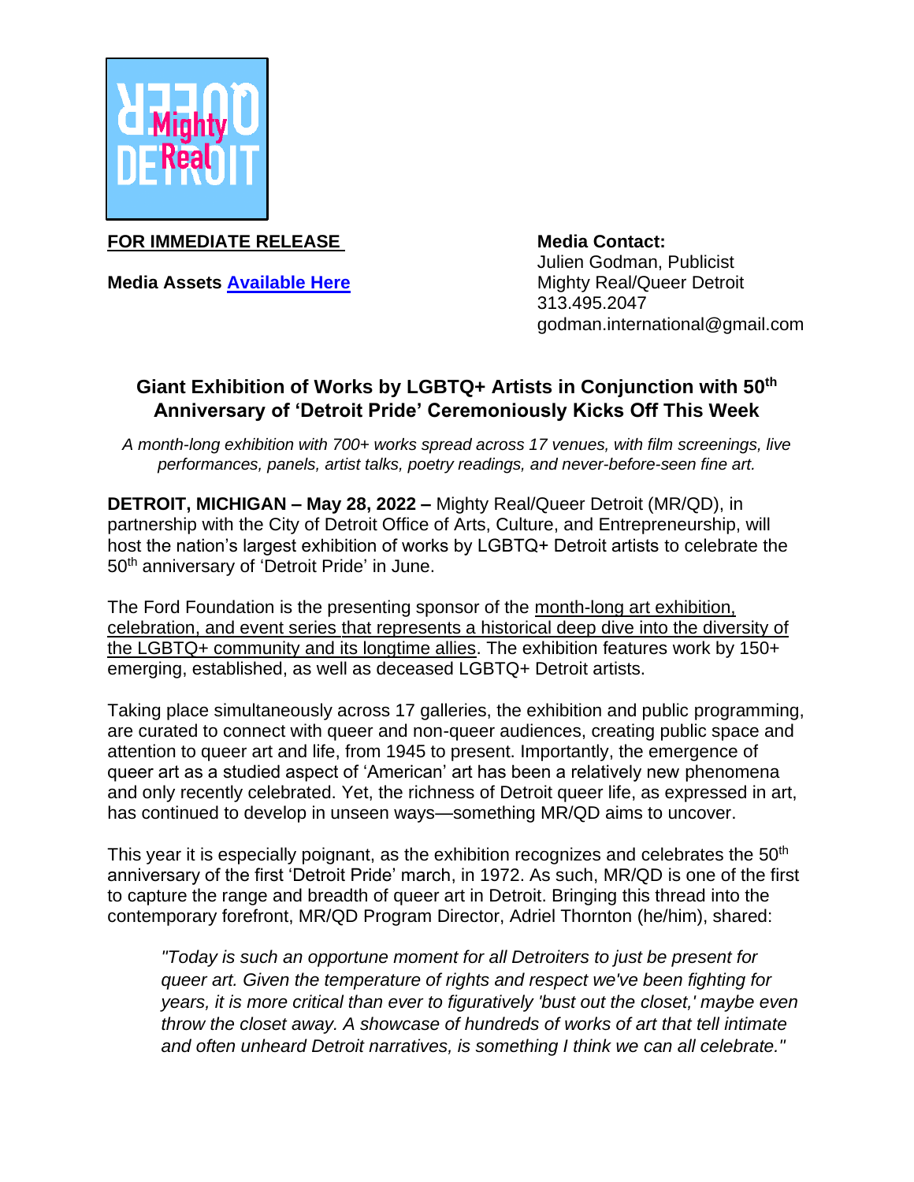**FOR IMMEDIATE RELEASE**

**Media Assets [Available Here]**

**Media Contact:**
Julien Godman, Publicist
Mighty Real/Queer Detroit
313.495.2047
godman.international@gmail.com

## Giant Exhibition of Works by LGBTQ+ Artists in Conjunction with 50th Anniversary of 'Detroit Pride' Ceremoniously Kicks Off This Week

*A month-long exhibition with 700+ works spread across 17 venues, with film screenings, live performances, panels, artist talks, poetry readings, and never-before-seen fine art.*

**DETROIT, MICHIGAN – May 28, 2022 –** Mighty Real/Queer Detroit (MR/QD), in partnership with the City of Detroit Office of Arts, Culture, and Entrepreneurship, will host the nation's largest exhibition of works by LGBTQ+ Detroit artists to celebrate the 50th anniversary of 'Detroit Pride' in June.

The Ford Foundation is the presenting sponsor of the month-long art exhibition, celebration, and event series that represents a historical deep dive into the diversity of the LGBTQ+ community and its longtime allies. The exhibition features work by 150+ emerging, established, as well as deceased LGBTQ+ Detroit artists.

Taking place simultaneously across 17 galleries, the exhibition and public programming, are curated to connect with queer and non-queer audiences, creating public space and attention to queer art and life, from 1945 to present. Importantly, the emergence of queer art as a studied aspect of 'American' art has been a relatively new phenomena and only recently celebrated. Yet, the richness of Detroit queer life, as expressed in art, has continued to develop in unseen ways—something MR/QD aims to uncover.

This year it is especially poignant, as the exhibition recognizes and celebrates the 50th anniversary of the first 'Detroit Pride' march, in 1972. As such, MR/QD is one of the first to capture the range and breadth of queer art in Detroit. Bringing this thread into the contemporary forefront, MR/QD Program Director, Adriel Thornton (he/him), shared:

> *"Today is such an opportune moment for all Detroiters to just be present for queer art. Given the temperature of rights and respect we've been fighting for years, it is more critical than ever to figuratively 'bust out the closet,' maybe even throw the closet away. A showcase of hundreds of works of art that tell intimate and often unheard Detroit narratives, is something I think we can all celebrate."*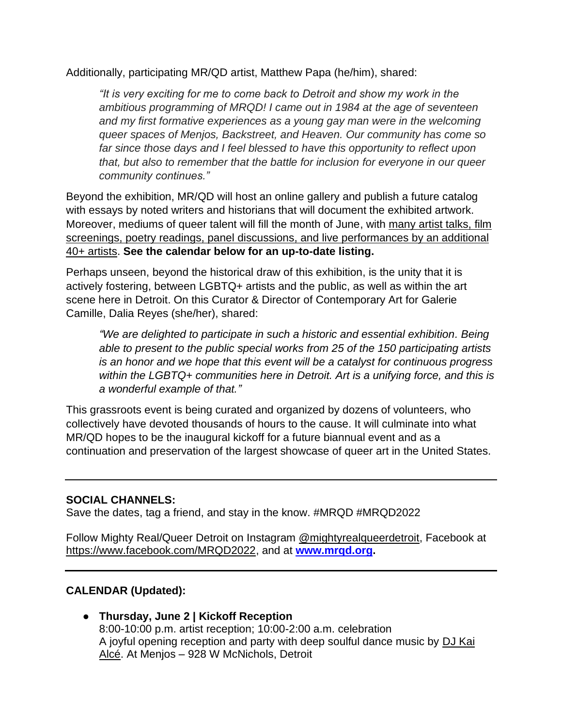Additionally, participating MR/QD artist, Matthew Papa (he/him), shared:

> *"It is very exciting for me to come back to Detroit and show my work in the ambitious programming of MRQD! I came out in 1984 at the age of seventeen and my first formative experiences as a young gay man were in the welcoming queer spaces of Menjos, Backstreet, and Heaven. Our community has come so far since those days and I feel blessed to have this opportunity to reflect upon that, but also to remember that the battle for inclusion for everyone in our queer community continues."*

Beyond the exhibition, MR/QD will host an online gallery and publish a future catalog with essays by noted writers and historians that will document the exhibited artwork. Moreover, mediums of queer talent will fill the month of June, with many artist talks, film screenings, poetry readings, panel discussions, and live performances by an additional 40+ artists. **See the calendar below for an up-to-date listing.**

Perhaps unseen, beyond the historical draw of this exhibition, is the unity that it is actively fostering, between LGBTQ+ artists and the public, as well as within the art scene here in Detroit. On this Curator & Director of Contemporary Art for Galerie Camille, Dalia Reyes (she/her), shared:

> *"We are delighted to participate in such a historic and essential exhibition. Being able to present to the public special works from 25 of the 150 participating artists is an honor and we hope that this event will be a catalyst for continuous progress within the LGBTQ+ communities here in Detroit. Art is a unifying force, and this is a wonderful example of that."*

This grassroots event is being curated and organized by dozens of volunteers, who collectively have devoted thousands of hours to the cause. It will culminate into what MR/QD hopes to be the inaugural kickoff for a future biannual event and as a continuation and preservation of the largest showcase of queer art in the United States.

---

**SOCIAL CHANNELS:**
Save the dates, tag a friend, and stay in the know. #MRQD #MRQD2022

Follow Mighty Real/Queer Detroit on Instagram @mightyrealqueerdetroit, Facebook at https://www.facebook.com/MRQD2022, and at **www.mrqd.org.**

---

**CALENDAR (Updated):**

- **Thursday, June 2 | Kickoff Reception**
  8:00-10:00 p.m. artist reception; 10:00-2:00 a.m. celebration
  A joyful opening reception and party with deep soulful dance music by DJ Kai Alcé. At Menjos – 928 W McNichols, Detroit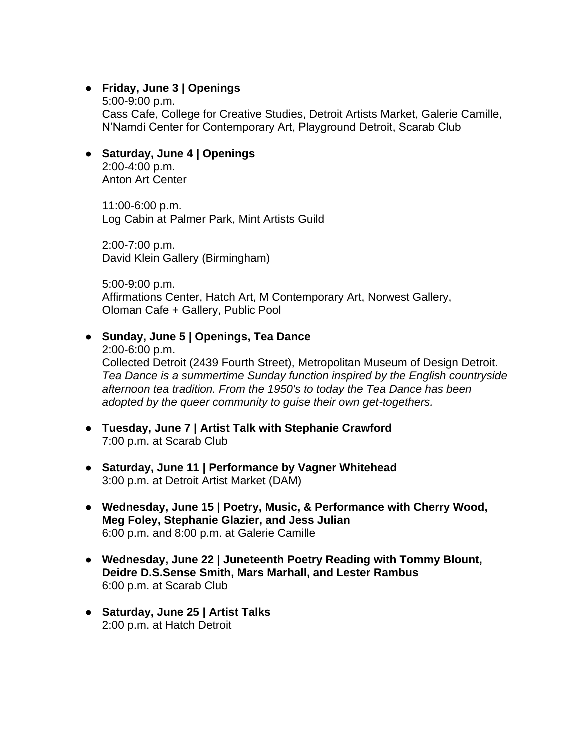- **Friday, June 3 | Openings**
  5:00-9:00 p.m.
  Cass Cafe, College for Creative Studies, Detroit Artists Market, Galerie Camille, N'Namdi Center for Contemporary Art, Playground Detroit, Scarab Club

- **Saturday, June 4 | Openings**
  2:00-4:00 p.m.
  Anton Art Center

  11:00-6:00 p.m.
  Log Cabin at Palmer Park, Mint Artists Guild

  2:00-7:00 p.m.
  David Klein Gallery (Birmingham)

  5:00-9:00 p.m.
  Affirmations Center, Hatch Art, M Contemporary Art, Norwest Gallery, Oloman Cafe + Gallery, Public Pool

- **Sunday, June 5 | Openings, Tea Dance**
  2:00-6:00 p.m.
  Collected Detroit (2439 Fourth Street), Metropolitan Museum of Design Detroit.
  *Tea Dance is a summertime Sunday function inspired by the English countryside afternoon tea tradition. From the 1950's to today the Tea Dance has been adopted by the queer community to guise their own get-togethers.*

- **Tuesday, June 7 | Artist Talk with Stephanie Crawford**
  7:00 p.m. at Scarab Club

- **Saturday, June 11 | Performance by Vagner Whitehead**
  3:00 p.m. at Detroit Artist Market (DAM)

- **Wednesday, June 15 | Poetry, Music, & Performance with Cherry Wood, Meg Foley, Stephanie Glazier, and Jess Julian**
  6:00 p.m. and 8:00 p.m. at Galerie Camille

- **Wednesday, June 22 | Juneteenth Poetry Reading with Tommy Blount, Deidre D.S.Sense Smith, Mars Marhall, and Lester Rambus**
  6:00 p.m. at Scarab Club

- **Saturday, June 25 | Artist Talks**
  2:00 p.m. at Hatch Detroit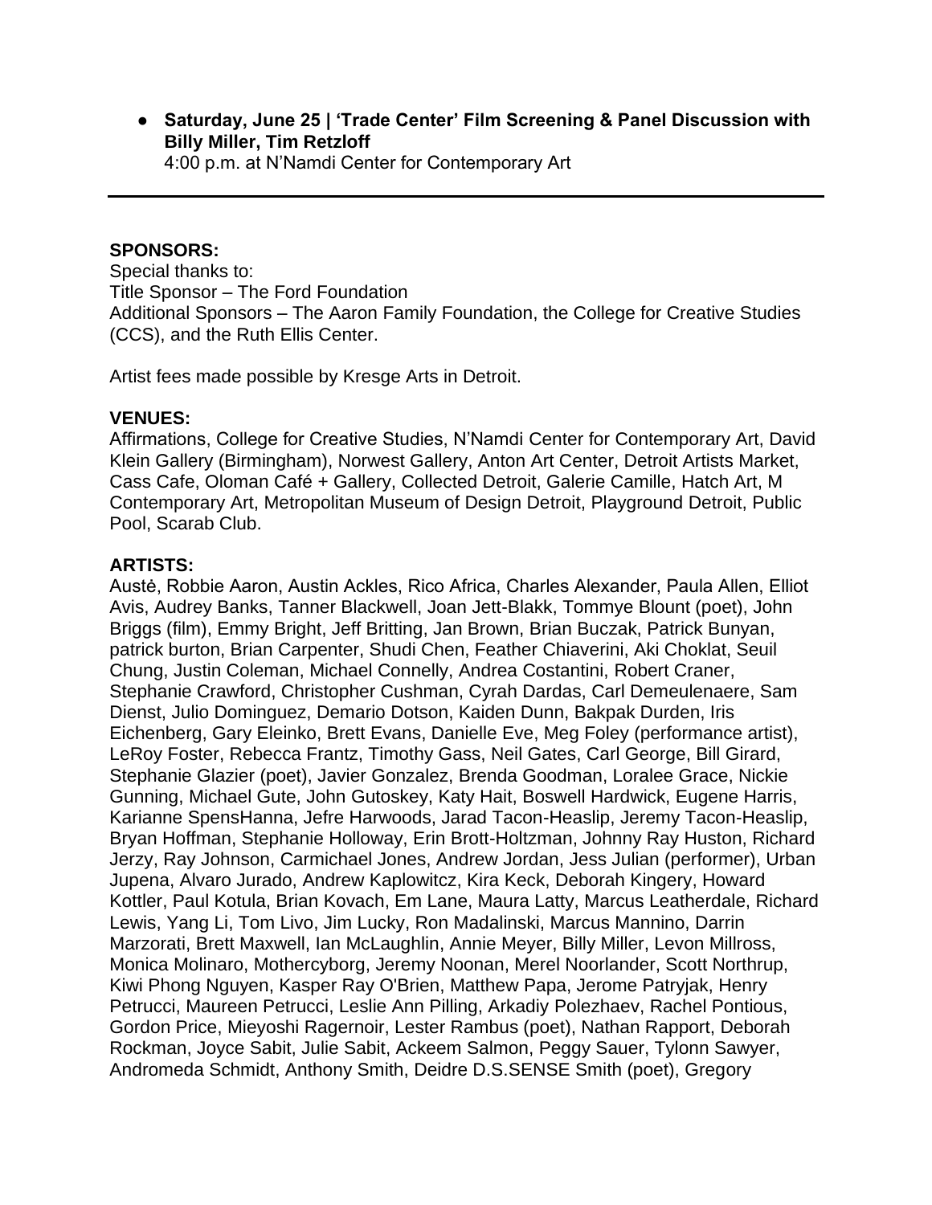- **Saturday, June 25 | 'Trade Center' Film Screening & Panel Discussion with Billy Miller, Tim Retzloff**
  4:00 p.m. at N'Namdi Center for Contemporary Art

---

**SPONSORS:**
Special thanks to:
Title Sponsor – The Ford Foundation
Additional Sponsors – The Aaron Family Foundation, the College for Creative Studies (CCS), and the Ruth Ellis Center.

Artist fees made possible by Kresge Arts in Detroit.

**VENUES:**
Affirmations, College for Creative Studies, N'Namdi Center for Contemporary Art, David Klein Gallery (Birmingham), Norwest Gallery, Anton Art Center, Detroit Artists Market, Cass Cafe, Oloman Café + Gallery, Collected Detroit, Galerie Camille, Hatch Art, M Contemporary Art, Metropolitan Museum of Design Detroit, Playground Detroit, Public Pool, Scarab Club.

**ARTISTS:**
Austė, Robbie Aaron, Austin Ackles, Rico Africa, Charles Alexander, Paula Allen, Elliot Avis, Audrey Banks, Tanner Blackwell, Joan Jett-Blakk, Tommye Blount (poet), John Briggs (film), Emmy Bright, Jeff Britting, Jan Brown, Brian Buczak, Patrick Bunyan, patrick burton, Brian Carpenter, Shudi Chen, Feather Chiaverini, Aki Choklat, Seuil Chung, Justin Coleman, Michael Connelly, Andrea Costantini, Robert Craner, Stephanie Crawford, Christopher Cushman, Cyrah Dardas, Carl Demeulenaere, Sam Dienst, Julio Dominguez, Demario Dotson, Kaiden Dunn, Bakpak Durden, Iris Eichenberg, Gary Eleinko, Brett Evans, Danielle Eve, Meg Foley (performance artist), LeRoy Foster, Rebecca Frantz, Timothy Gass, Neil Gates, Carl George, Bill Girard, Stephanie Glazier (poet), Javier Gonzalez, Brenda Goodman, Loralee Grace, Nickie Gunning, Michael Gute, John Gutoskey, Katy Hait, Boswell Hardwick, Eugene Harris, Karianne SpensHanna, Jefre Harwoods, Jarad Tacon-Heaslip, Jeremy Tacon-Heaslip, Bryan Hoffman, Stephanie Holloway, Erin Brott-Holtzman, Johnny Ray Huston, Richard Jerzy, Ray Johnson, Carmichael Jones, Andrew Jordan, Jess Julian (performer), Urban Jupena, Alvaro Jurado, Andrew Kaplowitcz, Kira Keck, Deborah Kingery, Howard Kottler, Paul Kotula, Brian Kovach, Em Lane, Maura Latty, Marcus Leatherdale, Richard Lewis, Yang Li, Tom Livo, Jim Lucky, Ron Madalinski, Marcus Mannino, Darrin Marzorati, Brett Maxwell, Ian McLaughlin, Annie Meyer, Billy Miller, Levon Millross, Monica Molinaro, Mothercyborg, Jeremy Noonan, Merel Noorlander, Scott Northrup, Kiwi Phong Nguyen, Kasper Ray O'Brien, Matthew Papa, Jerome Patryjak, Henry Petrucci, Maureen Petrucci, Leslie Ann Pilling, Arkadiy Polezhaev, Rachel Pontious, Gordon Price, Mieyoshi Ragernoir, Lester Rambus (poet), Nathan Rapport, Deborah Rockman, Joyce Sabit, Julie Sabit, Ackeem Salmon, Peggy Sauer, Tylonn Sawyer, Andromeda Schmidt, Anthony Smith, Deidre D.S.SENSE Smith (poet), Gregory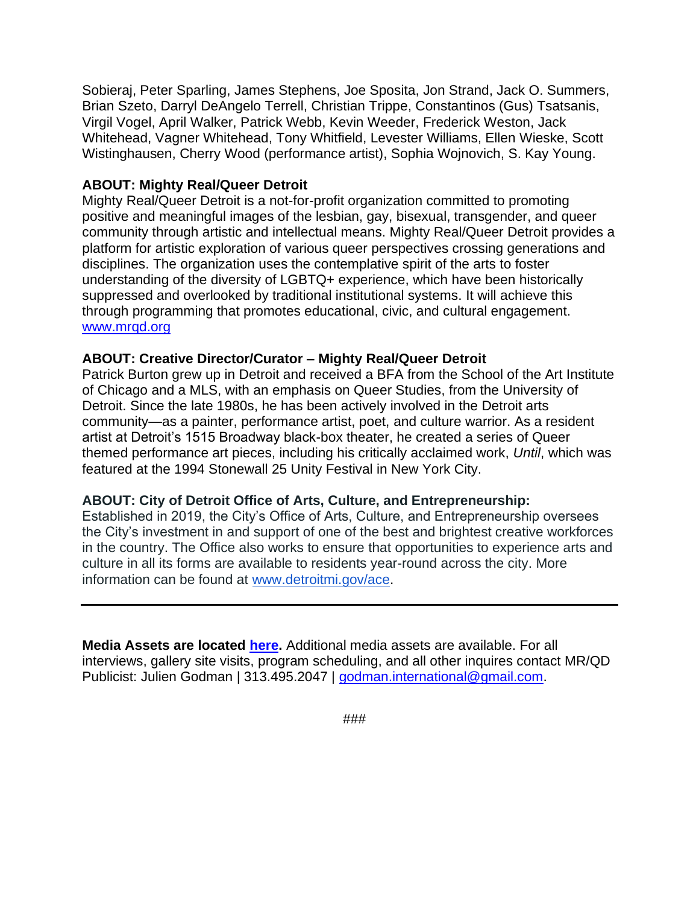Sobieraj, Peter Sparling, James Stephens, Joe Sposita, Jon Strand, Jack O. Summers, Brian Szeto, Darryl DeAngelo Terrell, Christian Trippe, Constantinos (Gus) Tsatsanis, Virgil Vogel, April Walker, Patrick Webb, Kevin Weeder, Frederick Weston, Jack Whitehead, Vagner Whitehead, Tony Whitfield, Levester Williams, Ellen Wieske, Scott Wistinghausen, Cherry Wood (performance artist), Sophia Wojnovich, S. Kay Young.

**ABOUT: Mighty Real/Queer Detroit**

Mighty Real/Queer Detroit is a not-for-profit organization committed to promoting positive and meaningful images of the lesbian, gay, bisexual, transgender, and queer community through artistic and intellectual means. Mighty Real/Queer Detroit provides a platform for artistic exploration of various queer perspectives crossing generations and disciplines. The organization uses the contemplative spirit of the arts to foster understanding of the diversity of LGBTQ+ experience, which have been historically suppressed and overlooked by traditional institutional systems. It will achieve this through programming that promotes educational, civic, and cultural engagement. [www.mrqd.org](http://www.mrqd.org)

**ABOUT: Creative Director/Curator – Mighty Real/Queer Detroit**

Patrick Burton grew up in Detroit and received a BFA from the School of the Art Institute of Chicago and a MLS, with an emphasis on Queer Studies, from the University of Detroit. Since the late 1980s, he has been actively involved in the Detroit arts community—as a painter, performance artist, poet, and culture warrior. As a resident artist at Detroit's 1515 Broadway black-box theater, he created a series of Queer themed performance art pieces, including his critically acclaimed work, *Until*, which was featured at the 1994 Stonewall 25 Unity Festival in New York City.

**ABOUT: City of Detroit Office of Arts, Culture, and Entrepreneurship:**

Established in 2019, the City's Office of Arts, Culture, and Entrepreneurship oversees the City's investment in and support of one of the best and brightest creative workforces in the country. The Office also works to ensure that opportunities to experience arts and culture in all its forms are available to residents year-round across the city. More information can be found at [www.detroitmi.gov/ace](http://www.detroitmi.gov/ace).

---

**Media Assets are located here.** Additional media assets are available. For all interviews, gallery site visits, program scheduling, and all other inquires contact MR/QD Publicist: Julien Godman | 313.495.2047 | godman.international@gmail.com.

###